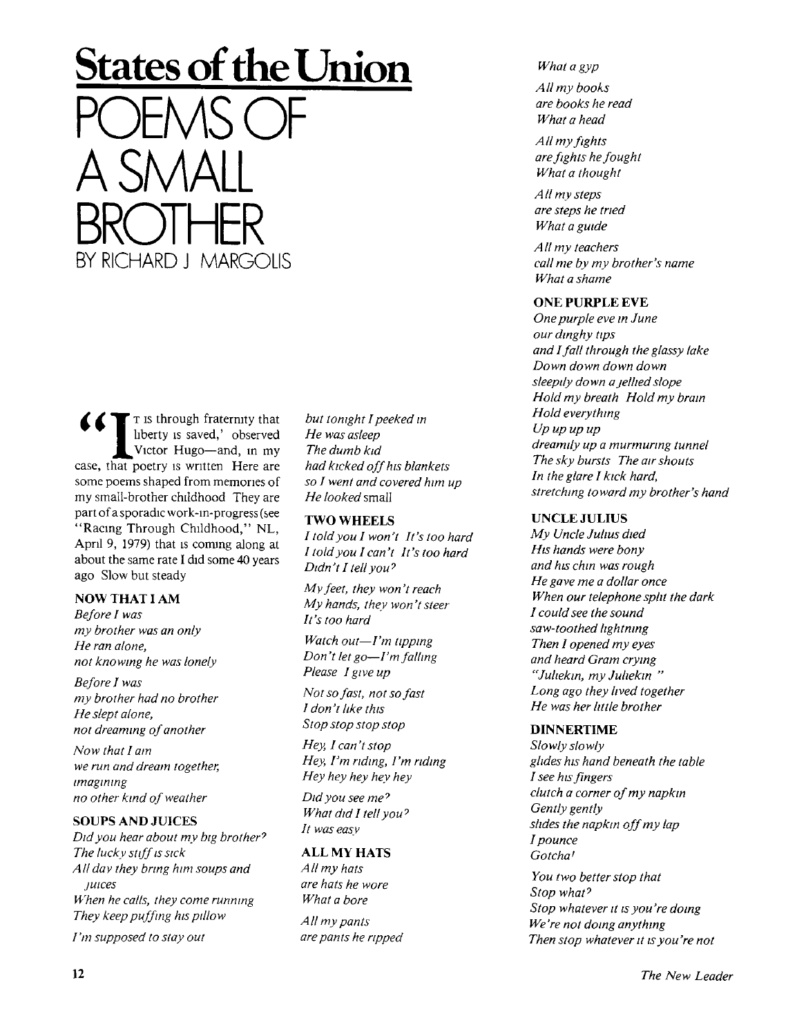# States of the Union

# POEMS OF A SMALL BROTHER

BY RICHARD J MARGOLIS

"IT IS through fraternity that liberty is saved,' observed Victor Hugo—and, in my case, that poetry is written Here are some poems shaped from memories of my small-brother childhood They are part of a sporadic work-in-progress (see "Racing Through Childhood," NL, April 9, 1979) that is coming along at about the same rate I did some 40 years ago Slow but steady

### NOW THAT I AM

*Before I was*
*my brother was an only*
*He ran alone,*
*not knowing he was lonely*

*Before I was*
*my brother had no brother*
*He slept alone,*
*not dreaming of another*

*Now that I am*
*we run and dream together,*
*imagining*
*no other kind of weather*

### SOUPS AND JUICES

*Did you hear about my big brother?*
*The lucky stiff is sick*
*All day they bring him soups and juices*
*When he calls, they come running*
*They keep puffing his pillow*

*I'm supposed to stay out*
*but tonight I peeked in*
*He was asleep*
*The dumb kid*
*had kicked off his blankets*
*so I went and covered him up*
*He looked* small

### TWO WHEELS

*I told you I won't It's too hard*
*I told you I can't It's too hard*
*Didn't I tell you?*

*My feet, they won't reach*
*My hands, they won't steer*
*It's too hard*

*Watch out—I'm tipping*
*Don't let go—I'm falling*
*Please I give up*

*Not so fast, not so fast*
*I don't like this*
*Stop stop stop stop*

*Hey, I can't stop*
*Hey, I'm riding, I'm riding*
*Hey hey hey hey hey*

*Did you see me?*
*What did I tell you?*
*It was easy*

### ALL MY HATS

*All my hats*
*are hats he wore*
*What a bore*

*All my pants*
*are pants he ripped*
*What a gyp*

*All my books*
*are books he read*
*What a head*

*All my fights*
*are fights he fought*
*What a thought*

*All my steps*
*are steps he tried*
*What a guide*

*All my teachers*
*call me by my brother's name*
*What a shame*

### ONE PURPLE EVE

*One purple eve in June*
*our dinghy tips*
*and I fall through the glassy lake*
*Down down down down*
*sleepily down a jellied slope*
*Hold my breath Hold my brain*
*Hold everything*
*Up up up up*
*dreamily up a murmuring tunnel*
*The sky bursts The air shouts*
*In the glare I kick hard,*
*stretching toward my brother's hand*

### UNCLE JULIUS

*My Uncle Julius died*
*His hands were bony*
*and his chin was rough*
*He gave me a dollar once*
*When our telephone split the dark*
*I could see the sound*
*saw-toothed lightning*
*Then I opened my eyes*
*and heard Gram crying*
*"Juliekin, my Juliekin "*
*Long ago they lived together*
*He was her little brother*

### DINNERTIME

*Slowly slowly*
*glides his hand beneath the table*
*I see his fingers*
*clutch a corner of my napkin*
*Gently gently*
*slides the napkin off my lap*
*I pounce*
*Gotcha!*

*You two better stop that*
*Stop what?*
*Stop whatever it is you're doing*
*We're not doing anything*
*Then stop whatever it is you're not*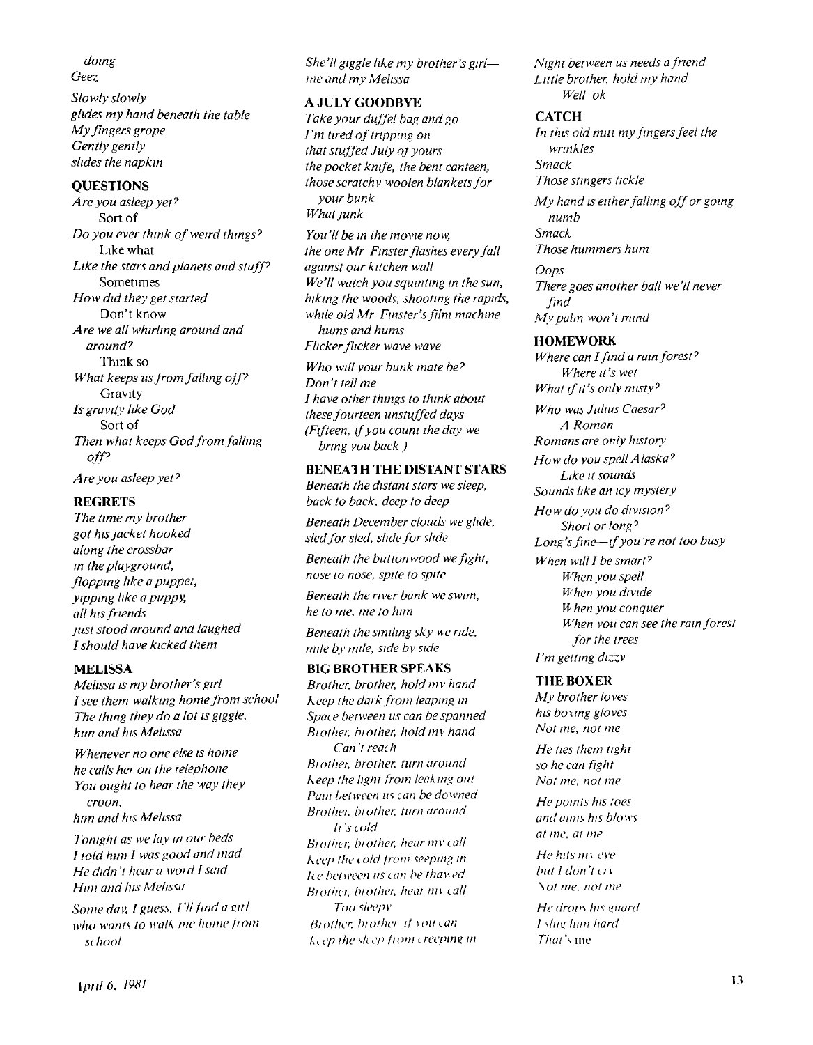*doing*
*Geez*

*Slowly slowly*
*glides my hand beneath the table*
*My fingers grope*
*Gently gently*
*slides the napkin*

**QUESTIONS**

*Are you asleep yet?*
Sort of
*Do you ever think of weird things?*
Like what
*Like the stars and planets and stuff?*
Sometimes
*How did they get started*
Don't know
*Are we all whirling around and around?*
Think so
*What keeps us from falling off?*
Gravity
*Is gravity like God*
Sort of
*Then what keeps God from falling off?*

*Are you asleep yet?*

**REGRETS**

*The time my brother*
*got his jacket hooked*
*along the crossbar*
*in the playground,*
*flopping like a puppet,*
*yipping like a puppy,*
*all his friends*
*just stood around and laughed*
*I should have kicked them*

**MELISSA**

*Melissa is my brother's girl*
*I see them walking home from school*
*The thing they do a lot is giggle,*
*him and his Melissa*

*Whenever no one else is home*
*he calls her on the telephone*
*You ought to hear the way they croon,*
*him and his Melissa*

*Tonight as we lay in our beds*
*I told him I was good and mad*
*He didn't hear a word I said*
*Him and his Melissa*

*Some day, I guess, I'll find a girl*
*who wants to walk me home from school*
*She'll giggle like my brother's girl—*
*me and my Melissa*

**A JULY GOODBYE**

*Take your duffel bag and go*
*I'm tired of tripping on*
*that stuffed July of yours*
*the pocket knife, the bent canteen,*
*those scratchy woolen blankets for your bunk*
*What junk*

*You'll be in the movie now,*
*the one Mr Finster flashes every fall*
*against our kitchen wall*
*We'll watch you squinting in the sun,*
*hiking the woods, shooting the rapids,*
*while old Mr Finster's film machine hums and hums*
*Flicker flicker wave wave*

*Who will your bunk mate be?*
*Don't tell me*
*I have other things to think about*
*these fourteen unstuffed days*
*(Fifteen, if you count the day we bring you back.)*

**BENEATH THE DISTANT STARS**

*Beneath the distant stars we sleep,*
*back to back, deep to deep*

*Beneath December clouds we glide,*
*sled for sled, slide for slide*

*Beneath the buttonwood we fight,*
*nose to nose, spite to spite*

*Beneath the river bank we swim,*
*he to me, me to him*

*Beneath the smiling sky we ride,*
*mile by mile, side by side*

**BIG BROTHER SPEAKS**

*Brother, brother, hold my hand*
*Keep the dark from leaping in*
*Space between us can be spanned*
*Brother, brother, hold my hand*
*Can't reach*
*Brother, brother, turn around*
*Keep the light from leaking out*
*Pain between us can be downed*
*Brother, brother, turn around*
*It's cold*
*Brother, brother, hear my call*
*Keep the cold from seeping in*
*Ice between us can be thawed*
*Brother, brother, hear my call*
*Too sleepy*
*Brother, brother, if you can*
*keep the sleep from creeping in*
*Night between us needs a friend*
*Little brother, hold my hand*
*Well ok*

**CATCH**

*In this old mitt my fingers feel the wrinkles*
*Smack*
*Those stingers tickle*
*My hand is either falling off or going numb*
*Smack*
*Those hummers hum*

*Oops*
*There goes another ball we'll never find*
*My palm won't mind*

**HOMEWORK**

*Where can I find a rain forest?*
*Where it's wet*
*What if it's only misty?*

*Who was Julius Caesar?*
*A Roman*
*Romans are only history*

*How do you spell Alaska?*
*Like it sounds*
*Sounds like an icy mystery*

*How do you do division?*
*Short or long?*
*Long's fine—if you're not too busy*

*When will I be smart?*
*When you spell*
*When you divide*
*When you conquer*
*When you can see the rain forest for the trees*
*I'm getting dizzy*

**THE BOXER**

*My brother loves*
*his boxing gloves*
*Not me, not me*

*He ties them tight*
*so he can fight*
*Not me, not me*

*He points his toes*
*and aims his blows*
*at me, at me*

*He hits my eye*
*but I don't cry*
*Not me, not me*

*He drops his guard*
*I slug him hard*
*That's* me